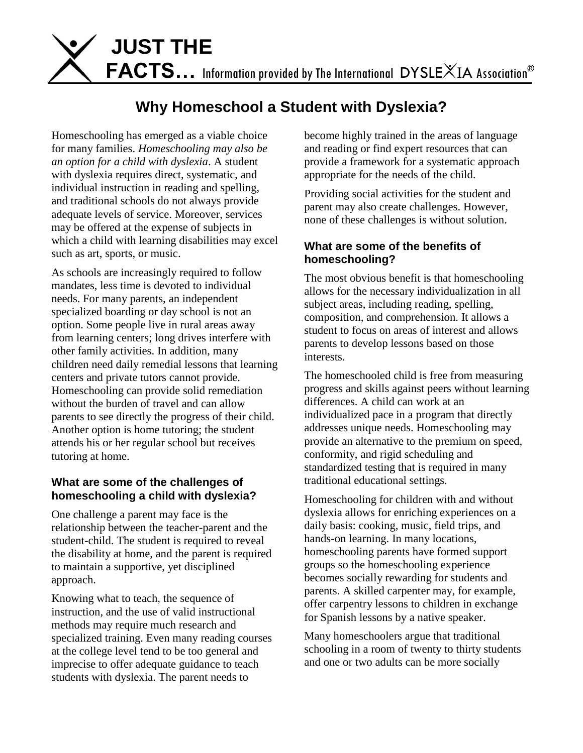# JUST THE FACTS… Information provided by The International DYSLEXIA Association®

## Why Homeschool a Student with Dyslexia?

Homeschooling has emerged as a viable choice for many families. *Homeschooling may also be an option for a child with dyslexia*. A student with dyslexia requires direct, systematic, and individual instruction in reading and spelling, and traditional schools do not always provide adequate levels of service. Moreover, services may be offered at the expense of subjects in which a child with learning disabilities may excel such as art, sports, or music.

As schools are increasingly required to follow mandates, less time is devoted to individual needs. For many parents, an independent specialized boarding or day school is not an option. Some people live in rural areas away from learning centers; long drives interfere with other family activities. In addition, many children need daily remedial lessons that learning centers and private tutors cannot provide. Homeschooling can provide solid remediation without the burden of travel and can allow parents to see directly the progress of their child. Another option is home tutoring; the student attends his or her regular school but receives tutoring at home.

### What are some of the challenges of homeschooling a child with dyslexia?

One challenge a parent may face is the relationship between the teacher-parent and the student-child. The student is required to reveal the disability at home, and the parent is required to maintain a supportive, yet disciplined approach.

Knowing what to teach, the sequence of instruction, and the use of valid instructional methods may require much research and specialized training. Even many reading courses at the college level tend to be too general and imprecise to offer adequate guidance to teach students with dyslexia. The parent needs to become highly trained in the areas of language and reading or find expert resources that can provide a framework for a systematic approach appropriate for the needs of the child.

Providing social activities for the student and parent may also create challenges. However, none of these challenges is without solution.

### What are some of the benefits of homeschooling?

The most obvious benefit is that homeschooling allows for the necessary individualization in all subject areas, including reading, spelling, composition, and comprehension. It allows a student to focus on areas of interest and allows parents to develop lessons based on those interests.

The homeschooled child is free from measuring progress and skills against peers without learning differences. A child can work at an individualized pace in a program that directly addresses unique needs. Homeschooling may provide an alternative to the premium on speed, conformity, and rigid scheduling and standardized testing that is required in many traditional educational settings.

Homeschooling for children with and without dyslexia allows for enriching experiences on a daily basis: cooking, music, field trips, and hands-on learning. In many locations, homeschooling parents have formed support groups so the homeschooling experience becomes socially rewarding for students and parents. A skilled carpenter may, for example, offer carpentry lessons to children in exchange for Spanish lessons by a native speaker.

Many homeschoolers argue that traditional schooling in a room of twenty to thirty students and one or two adults can be more socially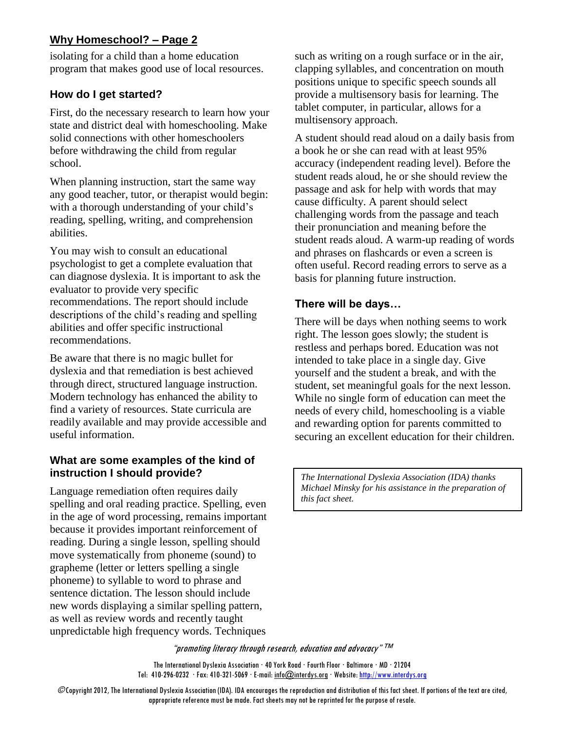## Why Homeschool? – Page 2

isolating for a child than a home education program that makes good use of local resources.

### How do I get started?

First, do the necessary research to learn how your state and district deal with homeschooling. Make solid connections with other homeschoolers before withdrawing the child from regular school.

When planning instruction, start the same way any good teacher, tutor, or therapist would begin: with a thorough understanding of your child's reading, spelling, writing, and comprehension abilities.

You may wish to consult an educational psychologist to get a complete evaluation that can diagnose dyslexia. It is important to ask the evaluator to provide very specific recommendations. The report should include descriptions of the child's reading and spelling abilities and offer specific instructional recommendations.

Be aware that there is no magic bullet for dyslexia and that remediation is best achieved through direct, structured language instruction. Modern technology has enhanced the ability to find a variety of resources. State curricula are readily available and may provide accessible and useful information.

### What are some examples of the kind of instruction I should provide?

Language remediation often requires daily spelling and oral reading practice. Spelling, even in the age of word processing, remains important because it provides important reinforcement of reading. During a single lesson, spelling should move systematically from phoneme (sound) to grapheme (letter or letters spelling a single phoneme) to syllable to word to phrase and sentence dictation. The lesson should include new words displaying a similar spelling pattern, as well as review words and recently taught unpredictable high frequency words. Techniques such as writing on a rough surface or in the air, clapping syllables, and concentration on mouth positions unique to specific speech sounds all provide a multisensory basis for learning. The tablet computer, in particular, allows for a multisensory approach.

A student should read aloud on a daily basis from a book he or she can read with at least 95% accuracy (independent reading level). Before the student reads aloud, he or she should review the passage and ask for help with words that may cause difficulty. A parent should select challenging words from the passage and teach their pronunciation and meaning before the student reads aloud. A warm-up reading of words and phrases on flashcards or even a screen is often useful. Record reading errors to serve as a basis for planning future instruction.

### There will be days…

There will be days when nothing seems to work right. The lesson goes slowly; the student is restless and perhaps bored. Education was not intended to take place in a single day. Give yourself and the student a break, and with the student, set meaningful goals for the next lesson. While no single form of education can meet the needs of every child, homeschooling is a viable and rewarding option for parents committed to securing an excellent education for their children.

*The International Dyslexia Association (IDA) thanks Michael Minsky for his assistance in the preparation of this fact sheet.*

*"promoting literacy through research, education and advocacy"* ™

The International Dyslexia Association · 40 York Road · Fourth Floor · Baltimore · MD · 21204
Tel: 410-296-0232 · Fax: 410-321-5069 · E-mail: info@interdys.org · Website: http://www.interdys.org

©Copyright 2012, The International Dyslexia Association (IDA). IDA encourages the reproduction and distribution of this fact sheet. If portions of the text are cited, appropriate reference must be made. Fact sheets may not be reprinted for the purpose of resale.